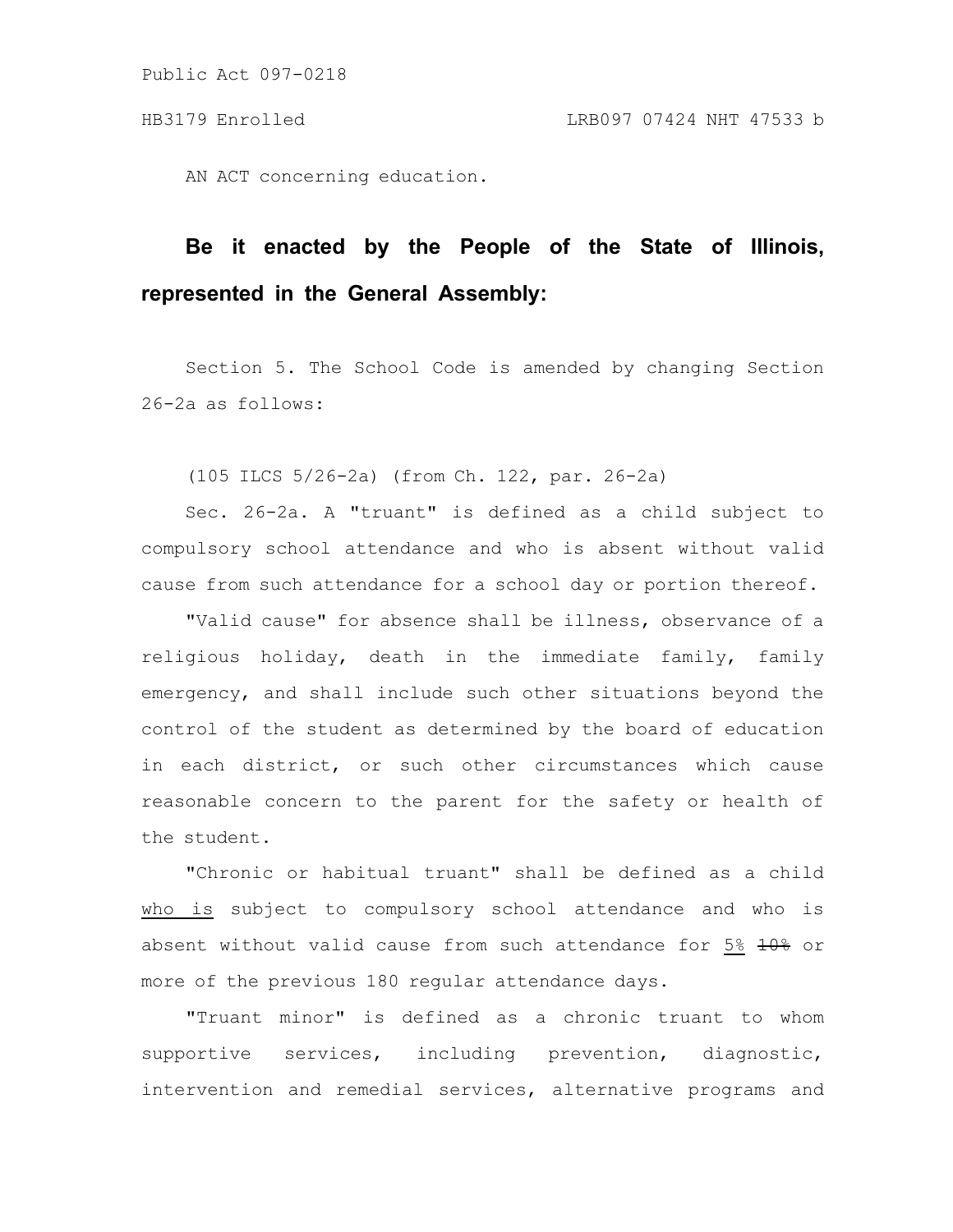AN ACT concerning education.

**Be it enacted by the People of the State of Illinois, represented in the General Assembly:**

Section 5. The School Code is amended by changing Section 26-2a as follows:

(105 ILCS 5/26-2a) (from Ch. 122, par. 26-2a)

Sec. 26-2a. A "truant" is defined as a child subject to compulsory school attendance and who is absent without valid cause from such attendance for a school day or portion thereof.

"Valid cause" for absence shall be illness, observance of a religious holiday, death in the immediate family, family emergency, and shall include such other situations beyond the control of the student as determined by the board of education in each district, or such other circumstances which cause reasonable concern to the parent for the safety or health of the student.

"Chronic or habitual truant" shall be defined as a child <u>who is</u> subject to compulsory school attendance and who is absent without valid cause from such attendance for <u>5%</u> ~~10%~~ or more of the previous 180 regular attendance days.

"Truant minor" is defined as a chronic truant to whom supportive services, including prevention, diagnostic, intervention and remedial services, alternative programs and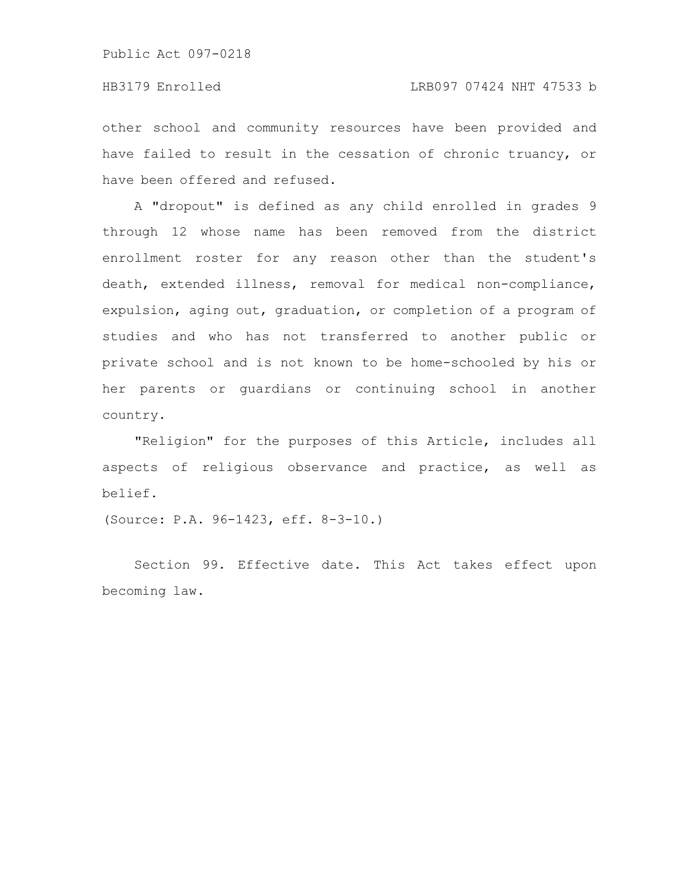other school and community resources have been provided and have failed to result in the cessation of chronic truancy, or have been offered and refused.

A "dropout" is defined as any child enrolled in grades 9 through 12 whose name has been removed from the district enrollment roster for any reason other than the student's death, extended illness, removal for medical non-compliance, expulsion, aging out, graduation, or completion of a program of studies and who has not transferred to another public or private school and is not known to be home-schooled by his or her parents or guardians or continuing school in another country.

"Religion" for the purposes of this Article, includes all aspects of religious observance and practice, as well as belief.

(Source: P.A. 96-1423, eff. 8-3-10.)

Section 99. Effective date. This Act takes effect upon becoming law.